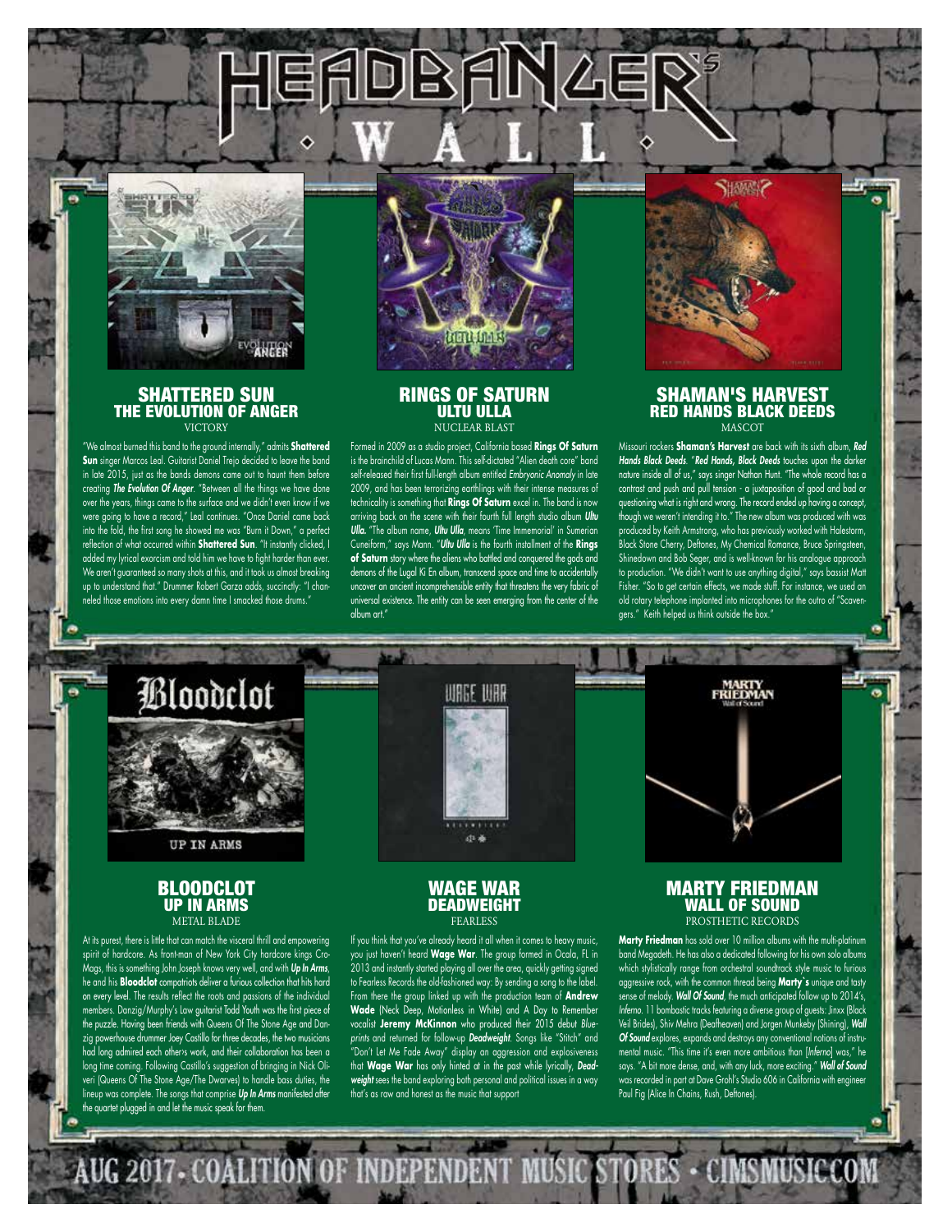# HEADBANGER'S WALL

## SHATTERED SUN
### THE EVOLUTION OF ANGER
VICTORY

"We almost burned this band to the ground internally," admits **Shattered Sun** singer Marcos Leal. Guitarist Daniel Trejo decided to leave the band in late 2015, just as the bands demons came out to haunt them before creating ***The Evolution Of Anger***. "Between all the things we have done over the years, things came to the surface and we didn't even know if we were going to have a record," Leal continues. "Once Daniel came back into the fold, the first song he showed me was "Burn it Down," a perfect reflection of what occurred within **Shattered Sun**. "It instantly clicked, I added my lyrical exorcism and told him we have to fight harder than ever. We aren't guaranteed so many shots at this, and it took us almost breaking up to understand that." Drummer Robert Garza adds, succinctly: "I channeled those emotions into every damn time I smacked those drums."

## RINGS OF SATURN
### ULTU ULLA
NUCLEAR BLAST

Formed in 2009 as a studio project, California based **Rings Of Saturn** is the brainchild of Lucas Mann. This self-dictated "Alien death core" band self-released their first full-length album entitled *Embryonic Anomaly* in late 2009, and has been terrorizing earthlings with their intense measures of technicality is something that **Rings Of Saturn** excel in. The band is now arriving back on the scene with their fourth full length studio album ***Ultu Ulla***. "The album name, ***Ultu Ulla***, means 'Time Immemorial' in Sumerian Cuneiform," says Mann. "***Ultu Ulla*** is the fourth installment of the **Rings of Saturn** story where the aliens who battled and conquered the gods and demons of the Lugal Ki En album, transcend space and time to accidentally uncover an ancient incomprehensible entity that threatens the very fabric of universal existence. The entity can be seen emerging from the center of the album art."

## SHAMAN'S HARVEST
### RED HANDS BLACK DEEDS
MASCOT

Missouri rockers **Shaman's Harvest** are back with its sixth album, ***Red Hands Black Deeds***. "***Red Hands, Black Deeds*** touches upon the darker nature inside all of us," says singer Nathan Hunt. "The whole record has a contrast and push and pull tension - a juxtaposition of good and bad or questioning what is right and wrong. The record ended up having a concept, though we weren't intending it to." The new album was produced with was produced by Keith Armstrong, who has previously worked with Halestorm, Black Stone Cherry, Deftones, My Chemical Romance, Bruce Springsteen, Shinedown and Bob Seger, and is well-known for his analogue approach to production. "We didn't want to use anything digital," says bassist Matt Fisher. "So to get certain effects, we made stuff. For instance, we used an old rotary telephone implanted into microphones for the outro of "Scavengers." Keith helped us think outside the box."

## BLOODCLOT
### UP IN ARMS
METAL BLADE

At its purest, there is little that can match the visceral thrill and empowering spirit of hardcore. As front-man of New York City hardcore kings Cro-Mags, this is something John Joseph knows very well, and with ***Up In Arms***, he and his **Bloodclot** compatriots deliver a furious collection that hits hard on every level. The results reflect the roots and passions of the individual members. Danzig/Murphy's Law guitarist Todd Youth was the first piece of the puzzle. Having been friends with Queens Of The Stone Age and Danzig powerhouse drummer Joey Castillo for three decades, the two musicians had long admired each other's work, and their collaboration has been a long time coming. Following Castillo's suggestion of bringing in Nick Oliveri (Queens Of The Stone Age/The Dwarves) to handle bass duties, the lineup was complete. The songs that comprise ***Up In Arms*** manifested after the quartet plugged in and let the music speak for them.

## WAGE WAR
### DEADWEIGHT
FEARLESS

If you think that you've already heard it all when it comes to heavy music, you just haven't heard **Wage War**. The group formed in Ocala, FL in 2013 and instantly started playing all over the area, quickly getting signed to Fearless Records the old-fashioned way: By sending a song to the label. From there the group linked up with the production team of **Andrew Wade** (Neck Deep, Motionless in White) and A Day to Remember vocalist **Jeremy McKinnon** who produced their 2015 debut *Blueprints* and returned for follow-up ***Deadweight***. Songs like "Stitch" and "Don't Let Me Fade Away" display an aggression and explosiveness that **Wage War** has only hinted at in the past while lyrically, ***Deadweight*** sees the band exploring both personal and political issues in a way that's as raw and honest as the music that support

## MARTY FRIEDMAN
### WALL OF SOUND
PROSTHETIC RECORDS

**Marty Friedman** has sold over 10 million albums with the multi-platinum band Megadeth. He has also a dedicated following for his own solo albums which stylistically range from orchestral soundtrack style music to furious aggressive rock, with the common thread being **Marty`s** unique and tasty sense of melody. ***Wall Of Sound***, the much anticipated follow up to 2014's, *Inferno*. 11 bombastic tracks featuring a diverse group of guests: Jinxx (Black Veil Brides), Shiv Mehra (Deafheaven) and Jorgen Munkeby (Shining), ***Wall Of Sound*** explores, expands and destroys any conventional notions of instrumental music. "This time it's even more ambitious than [*Inferno*] was," he says. "A bit more dense, and, with any luck, more exciting." ***Wall of Sound*** was recorded in part at Dave Grohl's Studio 606 in California with engineer Paul Fig (Alice In Chains, Rush, Deftones).

AUG 2017 • COALITION OF INDEPENDENT MUSIC STORES • CIMSMUSIC.COM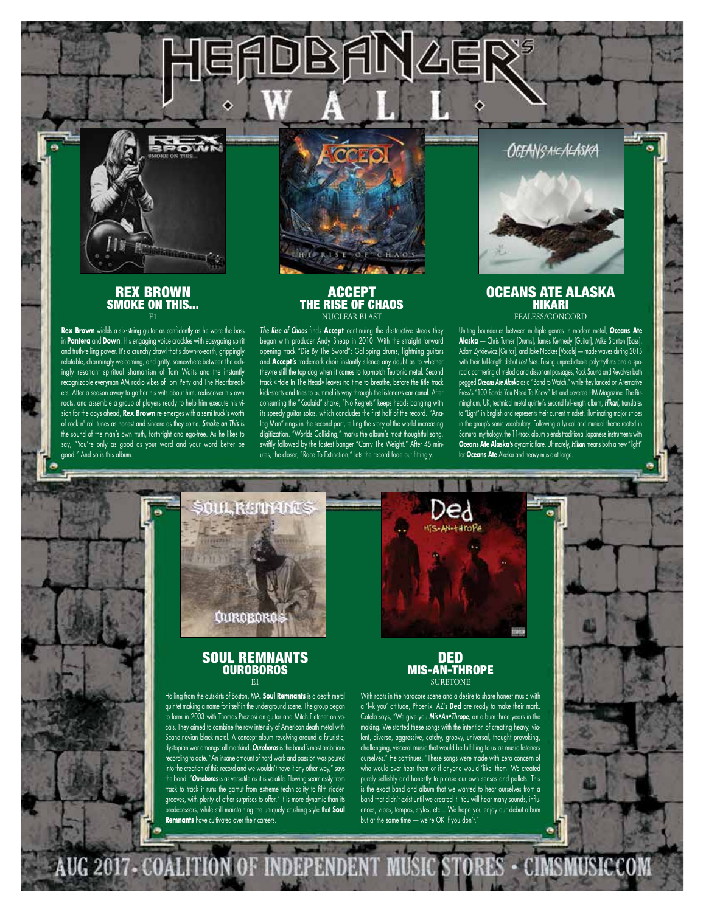# HEADBANGER'S WALL

## REX BROWN
### SMOKE ON THIS...
E1

**Rex Brown** wields a six-string guitar as confidently as he wore the bass in **Pantera** and **Down**. His engaging voice crackles with easygoing spirit and truth-telling power. It's a crunchy drawl that's down-to-earth, grippingly relatable, charmingly welcoming, and gritty, somewhere between the achingly resonant spiritual shamanism of Tom Waits and the instantly recognizable everyman AM radio vibes of Tom Petty and The Heartbreakers. After a season away to gather his wits about him, rediscover his own roots, and assemble a group of players ready to help him execute his vision for the days ahead, **Rex Brown** re-emerges with a semi truck's worth of rock n' roll tunes as honest and sincere as they come. ***Smoke on This*** is the sound of the man's own truth, forthright and ego-free. As he likes to say, "You're only as good as your word and your word better be good." And so is this album.

## ACCEPT
### THE RISE OF CHAOS
NUCLEAR BLAST

***The Rise of Chaos*** finds **Accept** continuing the destructive streak they began with producer Andy Sneap in 2010. With the straight forward opening track "Die By The Sword": Galloping drums, lightning guitars and **Accept's** trademark choir instantly silence any doubt as to whether they›re still the top dog when it comes to top-notch Teutonic metal. Second track «Hole In The Head» leaves no time to breathe, before the title track kick-starts and tries to pummel its way through the listener›s ear canal. After consuming the "Koolaid" shake, "No Regrets" keeps heads banging with its speedy guitar solos, which concludes the first half of the record. "Analog Man" rings in the second part, telling the story of the world increasing digitization. "Worlds Colliding," marks the album's most thoughtful song, swiftly followed by the fastest banger "Carry The Weight." After 45 minutes, the closer, "Race To Extinction," lets the record fade out fittingly.

## OCEANS ATE ALASKA
### HIKARI
FEALESS/CONCORD

Uniting boundaries between multiple genres in modern metal, **Oceans Ate Alaska** — Chris Turner [Drums], James Kennedy [Guitar], Mike Stanton [Bass], Adam Zytkiewicz [Guitar], and Jake Noakes [Vocals] — made waves during 2015 with their full-length debut *Lost Isles*. Fusing unpredictable polyrhythms and a sporadic partnering of melodic and dissonant passages, Rock Sound and Revolver both pegged ***Oceans Ate Alaska*** as a "Band to Watch," while they landed on Alternative Press's "100 Bands You Need To Know" list and covered HM Magazine. The Birmingham, UK, technical metal quintet's second full-length album, ***Hikari***, translates to "Light" in English and represents their current mindset, illuminating major strides in the group's sonic vocabulary. Following a lyrical and musical theme rooted in Samurai mythology, the 11-track album blends traditional Japanese instruments with **Oceans Ate Alaska's** dynamic flare. Ultimately, ***Hikari*** means both a new "light" for **Oceans Ate** Alaska and heavy music at large.

## SOUL REMNANTS
### OUROBOROS
E1

Hailing from the outskirts of Boston, MA, **Soul Remnants** is a death metal quintet making a name for itself in the underground scene. The group began to form in 2003 with Thomas Preziosi on guitar and Mitch Fletcher on vocals. They aimed to combine the raw intensity of American death metal with Scandinavian black metal. A concept album revolving around a futuristic, dystopian war amongst all mankind, ***Ouroboros*** is the band's most ambitious recording to date. "An insane amount of hard work and passion was poured into the creation of this record and we wouldn't have it any other way," says the band. "***Ouroboros*** is as versatile as it is volatile. Flowing seamlessly from track to track it runs the gamut from extreme technicality to filth ridden grooves, with plenty of other surprises to offer." It is more dynamic than its predecessors, while still maintaining the uniquely crushing style that **Soul Remnants** have cultivated over their careers.

## DED
### MIS-AN-THROPE
SURETONE

With roots in the hardcore scene and a desire to share honest music with a 'f–k you' attitude, Phoenix, AZ's **Ded** are ready to make their mark. Cotela says, "We give you ***Mis•An•Thrope***, an album three years in the making. We started these songs with the intention of creating heavy, violent, diverse, aggressive, catchy, groovy, universal, thought provoking, challenging, visceral music that would be fulfilling to us as music listeners ourselves." He continues, "These songs were made with zero concern of who would ever hear them or if anyone would 'like' them. We created purely selfishly and honestly to please our own senses and pallets. This is the exact band and album that we wanted to hear ourselves from a band that didn't exist until we created it. You will hear many sounds, influences, vibes, tempos, styles, etc… We hope you enjoy our debut album but at the same time — we're OK if you don't."

AUG 2017 • COALITION OF INDEPENDENT MUSIC STORES • CIMSMUSIC.COM